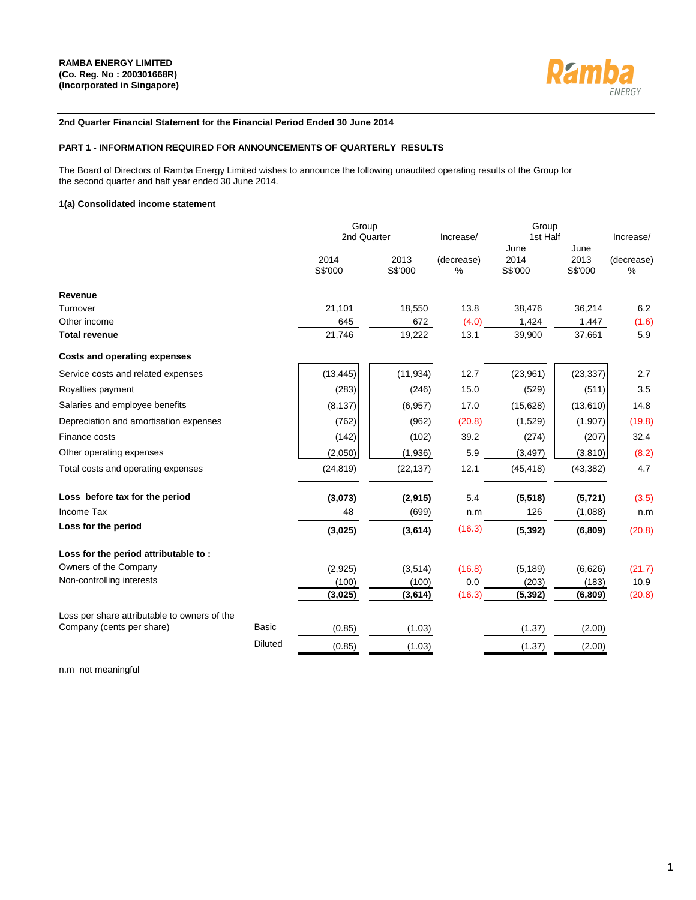**RAMBA ENERGY LIMITED**
**(Co. Reg. No : 200301668R)**
**(Incorporated in Singapore)**

**2nd Quarter Financial Statement for the Financial Period Ended 30 June 2014**

## PART 1 - INFORMATION REQUIRED FOR ANNOUNCEMENTS OF QUARTERLY RESULTS

The Board of Directors of Ramba Energy Limited wishes to announce the following unaudited operating results of the Group for the second quarter and half year ended 30 June 2014.

### 1(a) Consolidated income statement

| | | Group 2nd Quarter | | Increase/ | Group 1st Half | | Increase/ |
|---|---|---|---|---|---|---|---|
| | | 2014 S$'000 | 2013 S$'000 | (decrease) % | June 2014 S$'000 | June 2013 S$'000 | (decrease) % |
| **Revenue** | | | | | | | |
| Turnover | | 21,101 | 18,550 | 13.8 | 38,476 | 36,214 | 6.2 |
| Other income | | 645 | 672 | (4.0) | 1,424 | 1,447 | (1.6) |
| **Total revenue** | | 21,746 | 19,222 | 13.1 | 39,900 | 37,661 | 5.9 |
| **Costs and operating expenses** | | | | | | | |
| Service costs and related expenses | | (13,445) | (11,934) | 12.7 | (23,961) | (23,337) | 2.7 |
| Royalties payment | | (283) | (246) | 15.0 | (529) | (511) | 3.5 |
| Salaries and employee benefits | | (8,137) | (6,957) | 17.0 | (15,628) | (13,610) | 14.8 |
| Depreciation and amortisation expenses | | (762) | (962) | (20.8) | (1,529) | (1,907) | (19.8) |
| Finance costs | | (142) | (102) | 39.2 | (274) | (207) | 32.4 |
| Other operating expenses | | (2,050) | (1,936) | 5.9 | (3,497) | (3,810) | (8.2) |
| Total costs and operating expenses | | (24,819) | (22,137) | 12.1 | (45,418) | (43,382) | 4.7 |
| **Loss before tax for the period** | | **(3,073)** | **(2,915)** | 5.4 | **(5,518)** | **(5,721)** | (3.5) |
| Income Tax | | 48 | (699) | n.m | 126 | (1,088) | n.m |
| **Loss for the period** | | **(3,025)** | **(3,614)** | (16.3) | **(5,392)** | **(6,809)** | (20.8) |
| **Loss for the period attributable to :** | | | | | | | |
| Owners of the Company | | (2,925) | (3,514) | (16.8) | (5,189) | (6,626) | (21.7) |
| Non-controlling interests | | (100) | (100) | 0.0 | (203) | (183) | 10.9 |
| | | **(3,025)** | **(3,614)** | (16.3) | **(5,392)** | **(6,809)** | (20.8) |
| Loss per share attributable to owners of the Company (cents per share) | Basic | (0.85) | (1.03) | | (1.37) | (2.00) | |
| | Diluted | (0.85) | (1.03) | | (1.37) | (2.00) | |

n.m not meaningful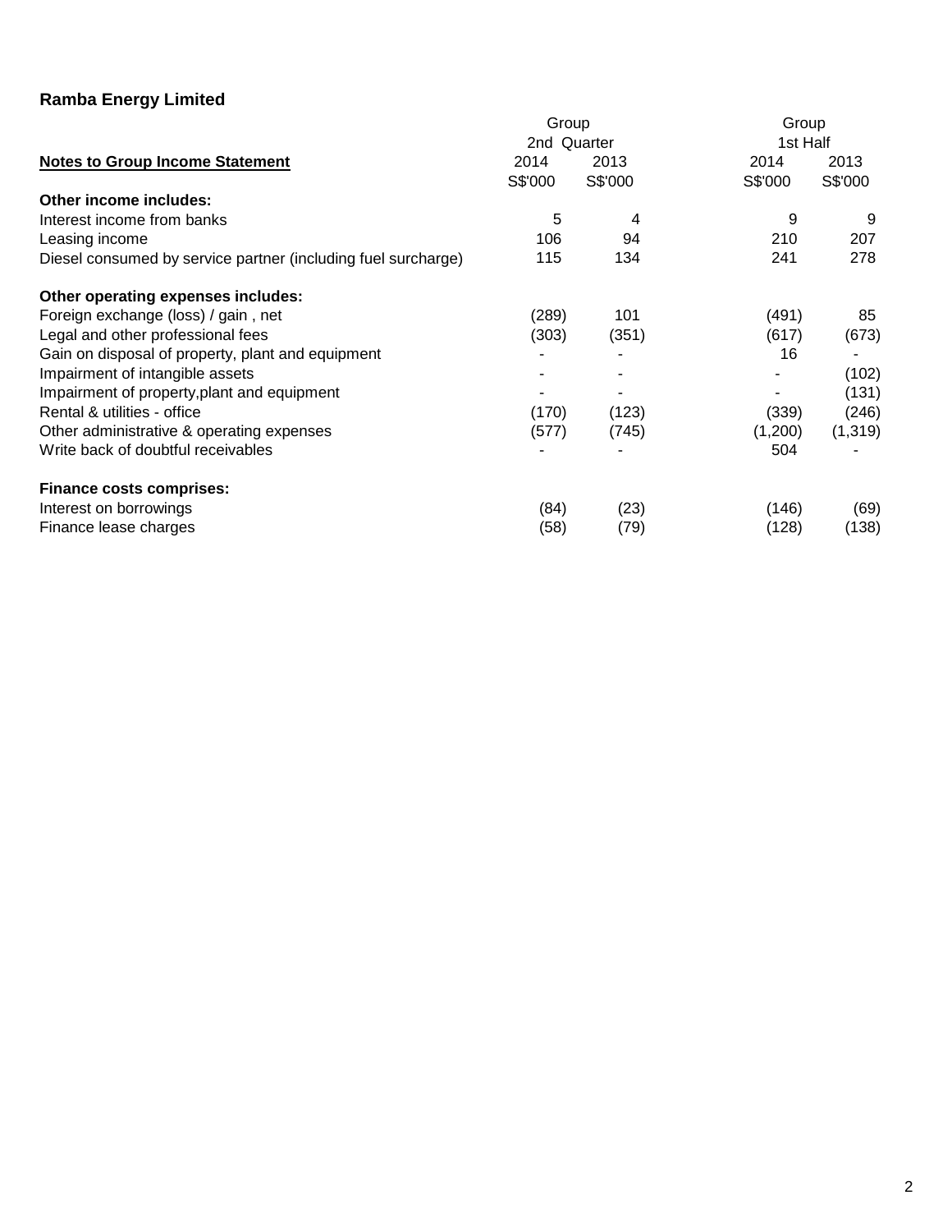**Ramba Energy Limited**

| Notes to Group Income Statement | Group 2nd Quarter 2014 S$'000 | Group 2nd Quarter 2013 S$'000 | Group 1st Half 2014 S$'000 | Group 1st Half 2013 S$'000 |
|---|---|---|---|---|
| **Other income includes:** | | | | |
| Interest income from banks | 5 | 4 | 9 | 9 |
| Leasing income | 106 | 94 | 210 | 207 |
| Diesel consumed by service partner (including fuel surcharge) | 115 | 134 | 241 | 278 |
| **Other operating expenses includes:** | | | | |
| Foreign exchange (loss) / gain , net | (289) | 101 | (491) | 85 |
| Legal and other professional fees | (303) | (351) | (617) | (673) |
| Gain on disposal of property, plant and equipment | - | - | 16 | - |
| Impairment of intangible assets | - | - | - | (102) |
| Impairment of property,plant and equipment | - | - | - | (131) |
| Rental & utilities - office | (170) | (123) | (339) | (246) |
| Other administrative & operating expenses | (577) | (745) | (1,200) | (1,319) |
| Write back of doubtful receivables | - | - | 504 | - |
| **Finance costs comprises:** | | | | |
| Interest on borrowings | (84) | (23) | (146) | (69) |
| Finance lease charges | (58) | (79) | (128) | (138) |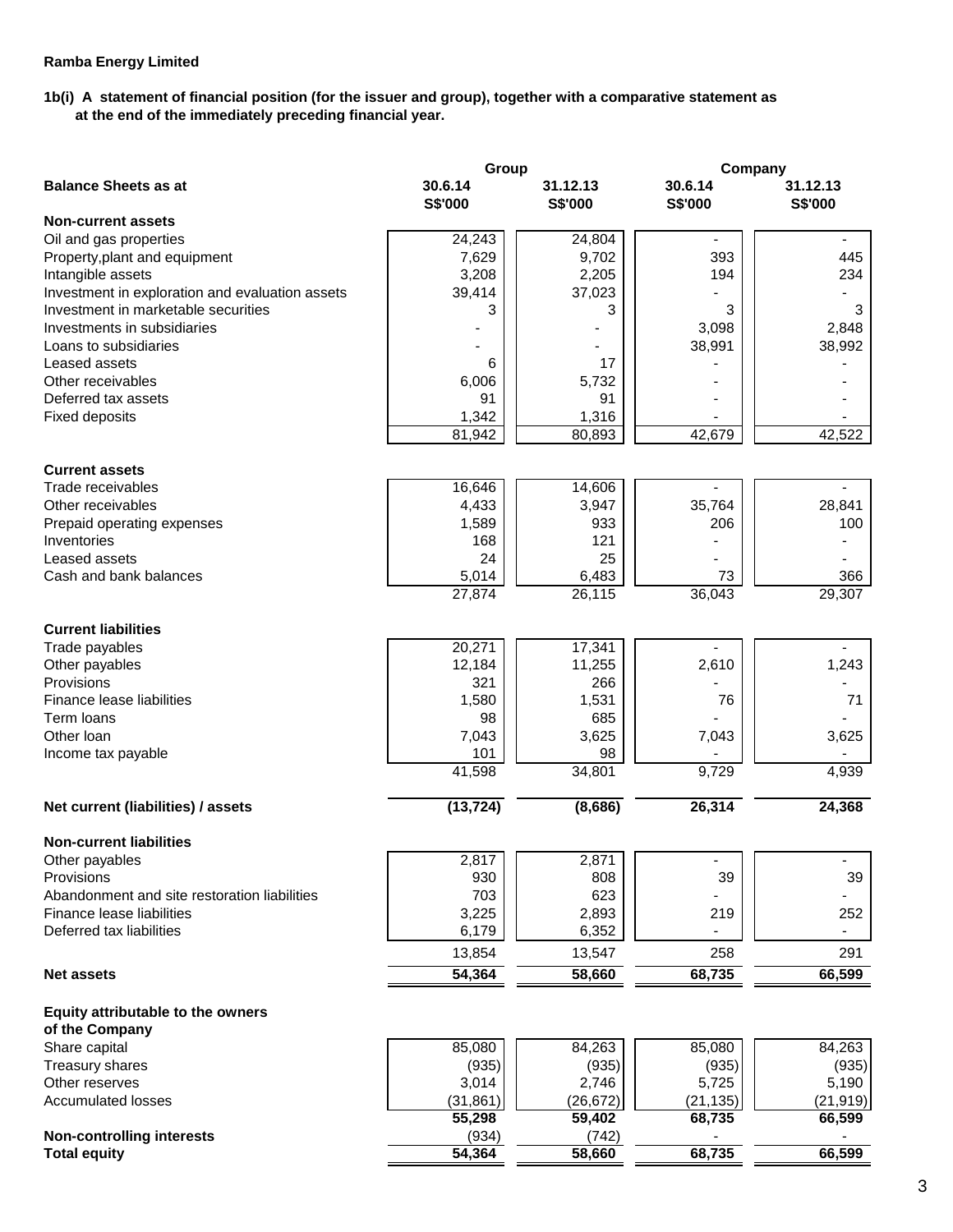**Ramba Energy Limited**

**1b(i) A statement of financial position (for the issuer and group), together with a comparative statement as at the end of the immediately preceding financial year.**

| | Group | | Company | |
|---|---|---|---|---|
| **Balance Sheets as at** | **30.6.14** | **31.12.13** | **30.6.14** | **31.12.13** |
| | **S$'000** | **S$'000** | **S$'000** | **S$'000** |
| **Non-current assets** | | | | |
| Oil and gas properties | 24,243 | 24,804 | - | - |
| Property,plant and equipment | 7,629 | 9,702 | 393 | 445 |
| Intangible assets | 3,208 | 2,205 | 194 | 234 |
| Investment in exploration and evaluation assets | 39,414 | 37,023 | - | - |
| Investment in marketable securities | 3 | 3 | 3 | 3 |
| Investments in subsidiaries | - | - | 3,098 | 2,848 |
| Loans to subsidiaries | - | - | 38,991 | 38,992 |
| Leased assets | 6 | 17 | - | - |
| Other receivables | 6,006 | 5,732 | - | - |
| Deferred tax assets | 91 | 91 | - | - |
| Fixed deposits | 1,342 | 1,316 | - | - |
| | 81,942 | 80,893 | 42,679 | 42,522 |
| **Current assets** | | | | |
| Trade receivables | 16,646 | 14,606 | - | - |
| Other receivables | 4,433 | 3,947 | 35,764 | 28,841 |
| Prepaid operating expenses | 1,589 | 933 | 206 | 100 |
| Inventories | 168 | 121 | - | - |
| Leased assets | 24 | 25 | - | - |
| Cash and bank balances | 5,014 | 6,483 | 73 | 366 |
| | 27,874 | 26,115 | 36,043 | 29,307 |
| **Current liabilities** | | | | |
| Trade payables | 20,271 | 17,341 | - | - |
| Other payables | 12,184 | 11,255 | 2,610 | 1,243 |
| Provisions | 321 | 266 | - | - |
| Finance lease liabilities | 1,580 | 1,531 | 76 | 71 |
| Term loans | 98 | 685 | - | - |
| Other loan | 7,043 | 3,625 | 7,043 | 3,625 |
| Income tax payable | 101 | 98 | - | - |
| | 41,598 | 34,801 | 9,729 | 4,939 |
| **Net current (liabilities) / assets** | **(13,724)** | **(8,686)** | **26,314** | **24,368** |
| **Non-current liabilities** | | | | |
| Other payables | 2,817 | 2,871 | - | - |
| Provisions | 930 | 808 | 39 | 39 |
| Abandonment and site restoration liabilities | 703 | 623 | - | - |
| Finance lease liabilities | 3,225 | 2,893 | 219 | 252 |
| Deferred tax liabilities | 6,179 | 6,352 | - | - |
| | 13,854 | 13,547 | 258 | 291 |
| **Net assets** | **54,364** | **58,660** | **68,735** | **66,599** |
| **Equity attributable to the owners of the Company** | | | | |
| Share capital | 85,080 | 84,263 | 85,080 | 84,263 |
| Treasury shares | (935) | (935) | (935) | (935) |
| Other reserves | 3,014 | 2,746 | 5,725 | 5,190 |
| Accumulated losses | (31,861) | (26,672) | (21,135) | (21,919) |
| | **55,298** | **59,402** | **68,735** | **66,599** |
| **Non-controlling interests** | (934) | (742) | - | - |
| **Total equity** | **54,364** | **58,660** | **68,735** | **66,599** |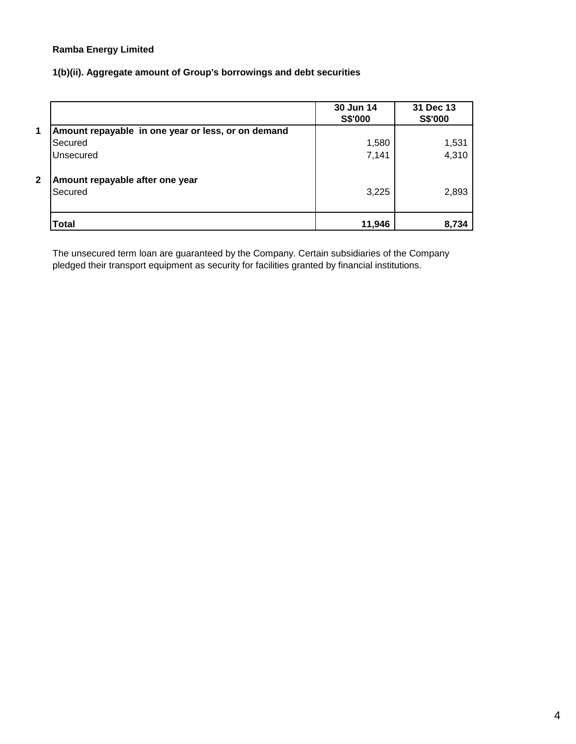**Ramba Energy Limited**

**1(b)(ii). Aggregate amount of Group's borrowings and debt securities**

| | | 30 Jun 14 S$'000 | 31 Dec 13 S$'000 |
|---|---|---|---|
| **1** | **Amount repayable in one year or less, or on demand** | | |
| | Secured | 1,580 | 1,531 |
| | Unsecured | 7,141 | 4,310 |
| **2** | **Amount repayable after one year** | | |
| | Secured | 3,225 | 2,893 |
| | **Total** | **11,946** | **8,734** |

The unsecured term loan are guaranteed by the Company. Certain subsidiaries of the Company pledged their transport equipment as security for facilities granted by financial institutions.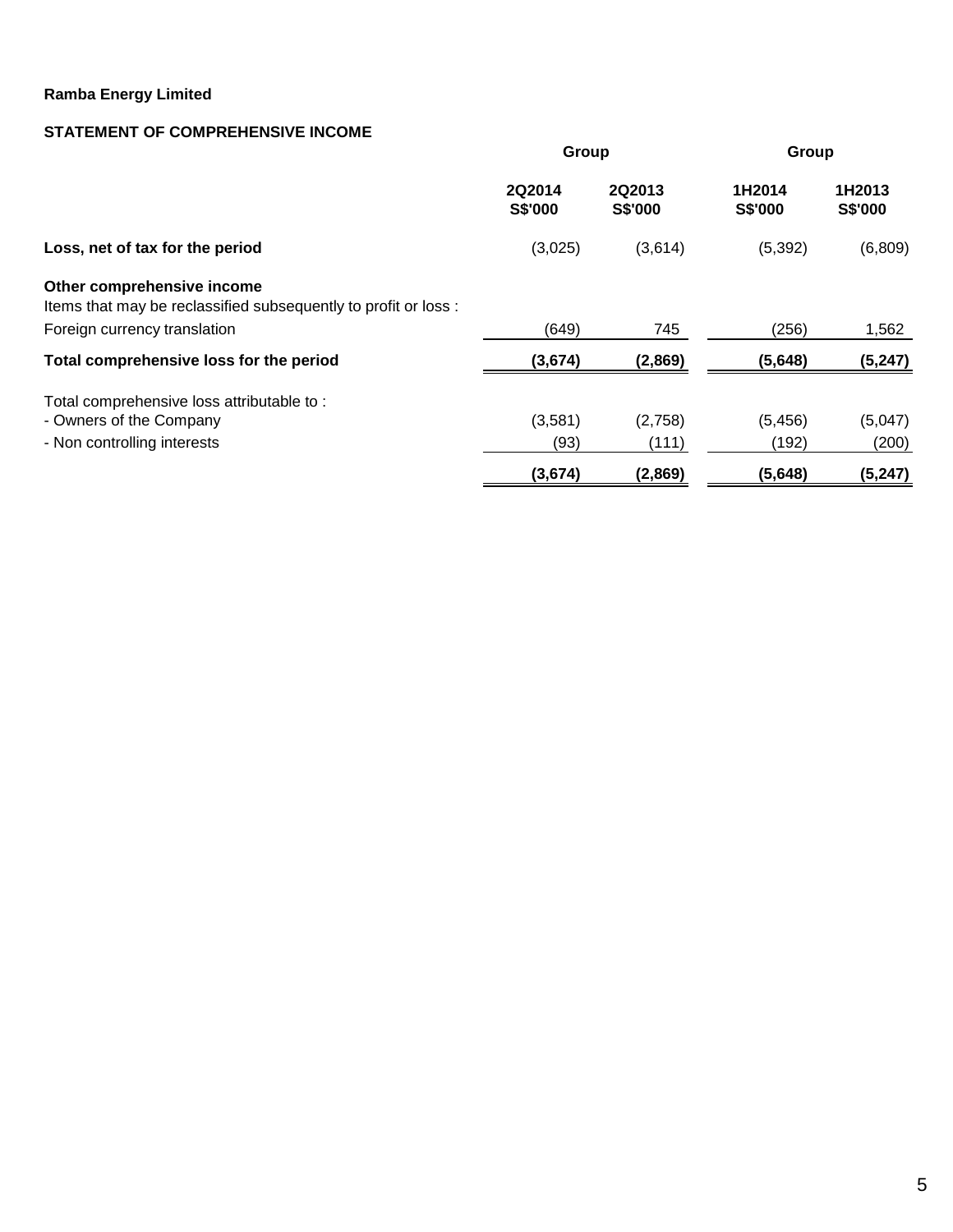**Ramba Energy Limited**

**STATEMENT OF COMPREHENSIVE INCOME**

| | Group | | Group | |
|---|---|---|---|---|
| | **2Q2014 S$'000** | **2Q2013 S$'000** | **1H2014 S$'000** | **1H2013 S$'000** |
| **Loss, net of tax for the period** | (3,025) | (3,614) | (5,392) | (6,809) |
| **Other comprehensive income** | | | | |
| Items that may be reclassified subsequently to profit or loss : | | | | |
| Foreign currency translation | (649) | 745 | (256) | 1,562 |
| **Total comprehensive loss for the period** | **(3,674)** | **(2,869)** | **(5,648)** | **(5,247)** |
| Total comprehensive loss attributable to : | | | | |
| - Owners of the Company | (3,581) | (2,758) | (5,456) | (5,047) |
| - Non controlling interests | (93) | (111) | (192) | (200) |
| | **(3,674)** | **(2,869)** | **(5,648)** | **(5,247)** |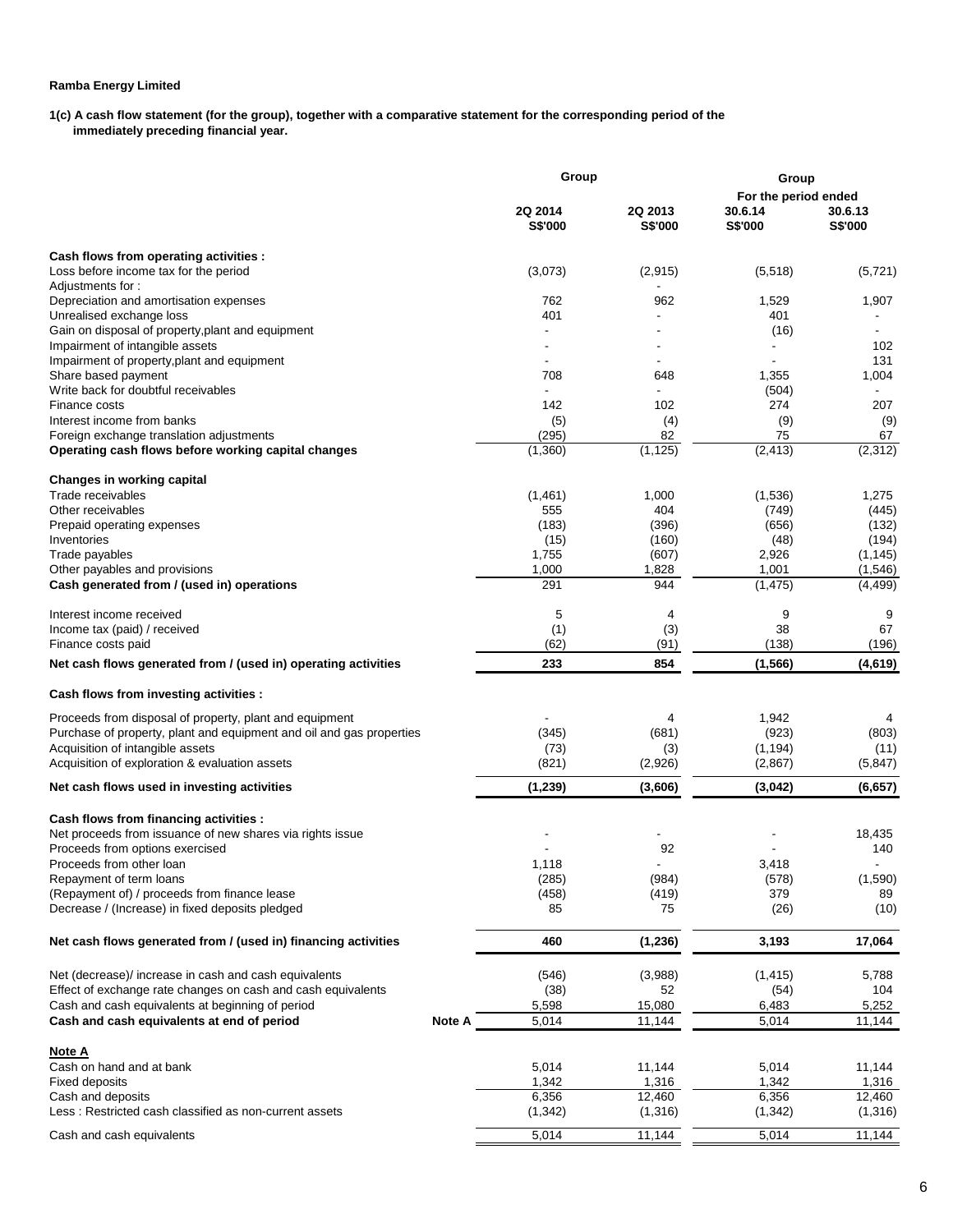**Ramba Energy Limited**

**1(c) A cash flow statement (for the group), together with a comparative statement for the corresponding period of the immediately preceding financial year.**

| | | Group | | Group | |
|---|---|---|---|---|---|
| | | | | For the period ended | |
| | | 2Q 2014 | 2Q 2013 | 30.6.14 | 30.6.13 |
| | | S$'000 | S$'000 | S$'000 | S$'000 |
| **Cash flows from operating activities :** | | | | | |
| Loss before income tax for the period | | (3,073) | (2,915) | (5,518) | (5,721) |
| Adjustments for : | | | - | | |
| Depreciation and amortisation expenses | | 762 | 962 | 1,529 | 1,907 |
| Unrealised exchange loss | | 401 | - | 401 | - |
| Gain on disposal of property,plant and equipment | | - | - | (16) | - |
| Impairment of intangible assets | | - | - | - | 102 |
| Impairment of property,plant and equipment | | - | - | - | 131 |
| Share based payment | | 708 | 648 | 1,355 | 1,004 |
| Write back for doubtful receivables | | - | - | (504) | - |
| Finance costs | | 142 | 102 | 274 | 207 |
| Interest income from banks | | (5) | (4) | (9) | (9) |
| Foreign exchange translation adjustments | | (295) | 82 | 75 | 67 |
| **Operating cash flows before working capital changes** | | (1,360) | (1,125) | (2,413) | (2,312) |
| **Changes in working capital** | | | | | |
| Trade receivables | | (1,461) | 1,000 | (1,536) | 1,275 |
| Other receivables | | 555 | 404 | (749) | (445) |
| Prepaid operating expenses | | (183) | (396) | (656) | (132) |
| Inventories | | (15) | (160) | (48) | (194) |
| Trade payables | | 1,755 | (607) | 2,926 | (1,145) |
| Other payables and provisions | | 1,000 | 1,828 | 1,001 | (1,546) |
| **Cash generated from / (used in) operations** | | 291 | 944 | (1,475) | (4,499) |
| Interest income received | | 5 | 4 | 9 | 9 |
| Income tax (paid) / received | | (1) | (3) | 38 | 67 |
| Finance costs paid | | (62) | (91) | (138) | (196) |
| **Net cash flows generated from / (used in) operating activities** | | **233** | **854** | **(1,566)** | **(4,619)** |
| **Cash flows from investing activities :** | | | | | |
| Proceeds from disposal of property, plant and equipment | | - | 4 | 1,942 | 4 |
| Purchase of property, plant and equipment and oil and gas properties | | (345) | (681) | (923) | (803) |
| Acquisition of intangible assets | | (73) | (3) | (1,194) | (11) |
| Acquisition of exploration & evaluation assets | | (821) | (2,926) | (2,867) | (5,847) |
| **Net cash flows used in investing activities** | | **(1,239)** | **(3,606)** | **(3,042)** | **(6,657)** |
| **Cash flows from financing activities :** | | | | | |
| Net proceeds from issuance of new shares via rights issue | | - | - | - | 18,435 |
| Proceeds from options exercised | | - | 92 | - | 140 |
| Proceeds from other loan | | 1,118 | - | 3,418 | - |
| Repayment of term loans | | (285) | (984) | (578) | (1,590) |
| (Repayment of) / proceeds from finance lease | | (458) | (419) | 379 | 89 |
| Decrease / (Increase) in fixed deposits pledged | | 85 | 75 | (26) | (10) |
| **Net cash flows generated from / (used in) financing activities** | | **460** | **(1,236)** | **3,193** | **17,064** |
| Net (decrease)/ increase in cash and cash equivalents | | (546) | (3,988) | (1,415) | 5,788 |
| Effect of exchange rate changes on cash and cash equivalents | | (38) | 52 | (54) | 104 |
| Cash and cash equivalents at beginning of period | | 5,598 | 15,080 | 6,483 | 5,252 |
| **Cash and cash equivalents at end of period** | **Note A** | 5,014 | 11,144 | 5,014 | 11,144 |
| **Note A** | | | | | |
| Cash on hand and at bank | | 5,014 | 11,144 | 5,014 | 11,144 |
| Fixed deposits | | 1,342 | 1,316 | 1,342 | 1,316 |
| Cash and deposits | | 6,356 | 12,460 | 6,356 | 12,460 |
| Less : Restricted cash classified as non-current assets | | (1,342) | (1,316) | (1,342) | (1,316) |
| Cash and cash equivalents | | 5,014 | 11,144 | 5,014 | 11,144 |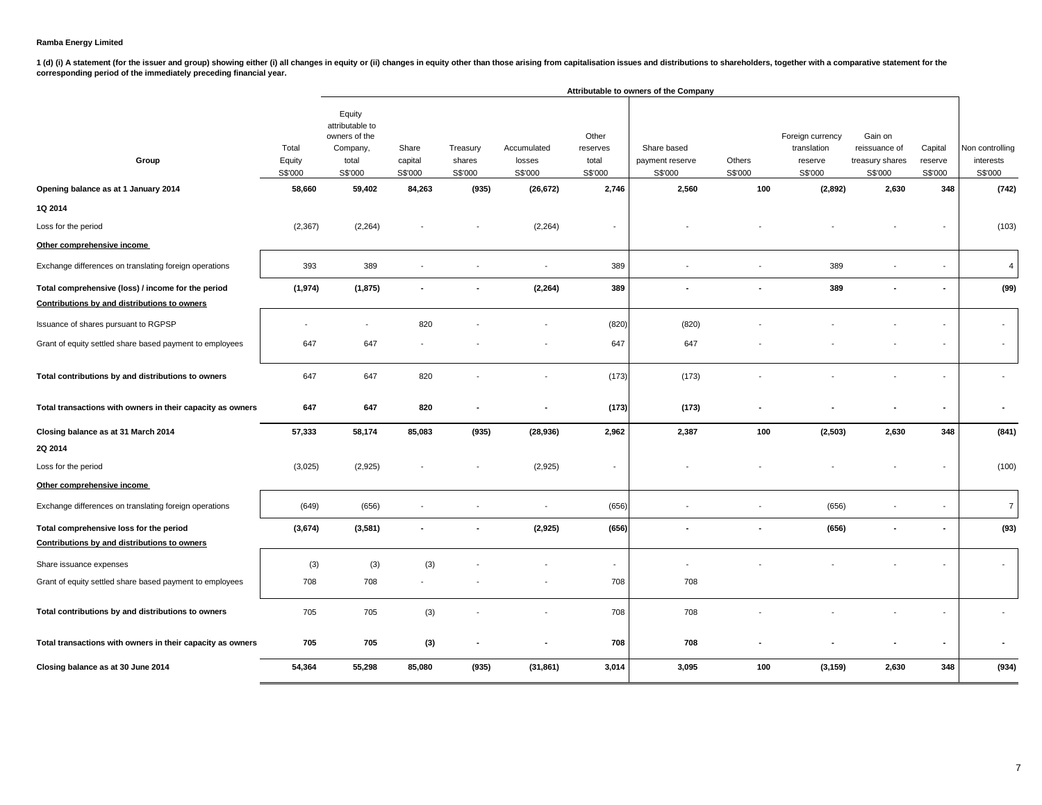**Ramba Energy Limited**

**1 (d) (i) A statement (for the issuer and group) showing either (i) all changes in equity or (ii) changes in equity other than those arising from capitalisation issues and distributions to shareholders, together with a comparative statement for the corresponding period of the immediately preceding financial year.**

| | | Attributable to owners of the Company | | | | | | | | | | |
|---|---|---|---|---|---|---|---|---|---|---|---|---|
| **Group** | Total Equity S$'000 | Equity attributable to owners of the Company, total S$'000 | Share capital S$'000 | Treasury shares S$'000 | Accumulated losses S$'000 | Other reserves total S$'000 | Share based payment reserve S$'000 | Others S$'000 | Foreign currency translation reserve S$'000 | Gain on reissuance of treasury shares S$'000 | Capital reserve S$'000 | Non controlling interests S$'000 |
| **Opening balance as at 1 January 2014** | **58,660** | **59,402** | **84,263** | **(935)** | **(26,672)** | **2,746** | **2,560** | **100** | **(2,892)** | **2,630** | **348** | **(742)** |
| **1Q 2014** | | | | | | | | | | | | |
| Loss for the period | (2,367) | (2,264) | - | - | (2,264) | - | - | - | - | - | - | (103) |
| **Other comprehensive income** | | | | | | | | | | | | |
| Exchange differences on translating foreign operations | 393 | 389 | - | - | - | 389 | - | - | 389 | - | - | 4 |
| **Total comprehensive (loss) / income for the period** | **(1,974)** | **(1,875)** | **-** | **-** | **(2,264)** | **389** | **-** | **-** | **389** | **-** | **-** | **(99)** |
| **Contributions by and distributions to owners** | | | | | | | | | | | | |
| Issuance of shares pursuant to RGPSP | - | - | 820 | - | - | (820) | (820) | - | - | - | - | - |
| Grant of equity settled share based payment to employees | 647 | 647 | - | - | - | 647 | 647 | - | - | - | - | - |
| **Total contributions by and distributions to owners** | 647 | 647 | 820 | - | - | (173) | (173) | - | - | - | - | - |
| **Total transactions with owners in their capacity as owners** | **647** | **647** | **820** | **-** | **-** | **(173)** | **(173)** | **-** | **-** | **-** | **-** | **-** |
| **Closing balance as at 31 March 2014** | **57,333** | **58,174** | **85,083** | **(935)** | **(28,936)** | **2,962** | **2,387** | **100** | **(2,503)** | **2,630** | **348** | **(841)** |
| **2Q 2014** | | | | | | | | | | | | |
| Loss for the period | (3,025) | (2,925) | - | - | (2,925) | - | - | - | - | - | - | (100) |
| **Other comprehensive income** | | | | | | | | | | | | |
| Exchange differences on translating foreign operations | (649) | (656) | - | - | - | (656) | - | - | (656) | - | - | 7 |
| **Total comprehensive loss for the period** | **(3,674)** | **(3,581)** | **-** | **-** | **(2,925)** | **(656)** | **-** | **-** | **(656)** | **-** | **-** | **(93)** |
| **Contributions by and distributions to owners** | | | | | | | | | | | | |
| Share issuance expenses | (3) | (3) | (3) | - | - | - | - | - | - | - | - | - |
| Grant of equity settled share based payment to employees | 708 | 708 | - | - | - | 708 | 708 | | | | | |
| **Total contributions by and distributions to owners** | 705 | 705 | (3) | - | - | 708 | 708 | - | - | - | - | - |
| **Total transactions with owners in their capacity as owners** | **705** | **705** | **(3)** | **-** | **-** | **708** | **708** | **-** | **-** | **-** | **-** | **-** |
| **Closing balance as at 30 June 2014** | **54,364** | **55,298** | **85,080** | **(935)** | **(31,861)** | **3,014** | **3,095** | **100** | **(3,159)** | **2,630** | **348** | **(934)** |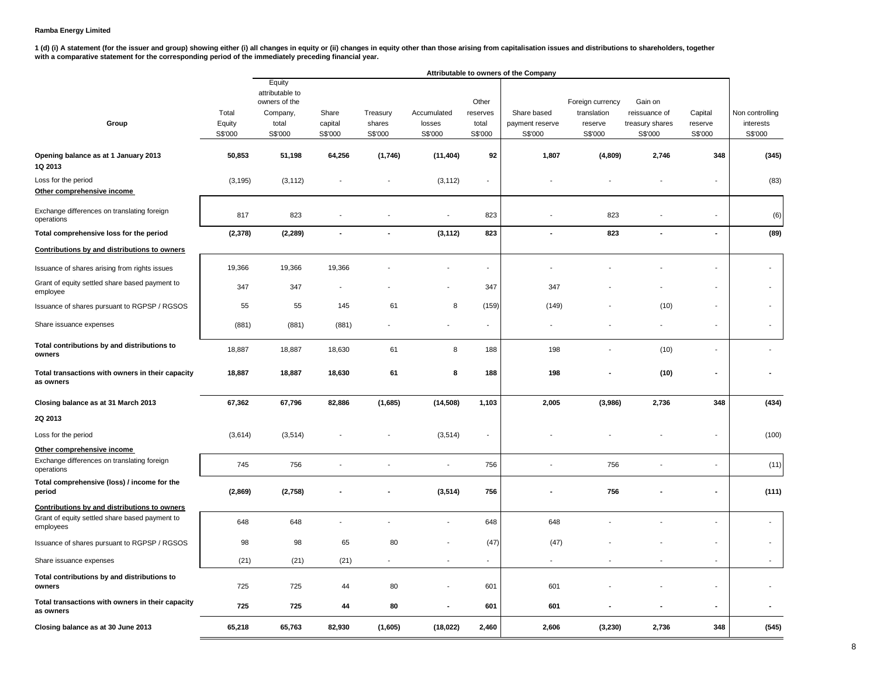**Ramba Energy Limited**

**1 (d) (i) A statement (for the issuer and group) showing either (i) all changes in equity or (ii) changes in equity other than those arising from capitalisation issues and distributions to shareholders, together with a comparative statement for the corresponding period of the immediately preceding financial year.**

| | | Attributable to owners of the Company | | | | | | | | | |
|---|---|---|---|---|---|---|---|---|---|---|---|
| Group | Total Equity S$'000 | Equity attributable to owners of the Company, total S$'000 | Share capital S$'000 | Treasury shares S$'000 | Accumulated losses S$'000 | Other reserves total S$'000 | Share based payment reserve S$'000 | Foreign currency translation reserve S$'000 | Gain on reissuance of treasury shares S$'000 | Capital reserve S$'000 | Non controlling interests S$'000 |
| **Opening balance as at 1 January 2013** | **50,853** | **51,198** | **64,256** | **(1,746)** | **(11,404)** | **92** | **1,807** | **(4,809)** | **2,746** | **348** | **(345)** |
| **1Q 2013** | | | | | | | | | | | |
| Loss for the period | (3,195) | (3,112) | - | - | (3,112) | - | - | - | - | - | (83) |
| **Other comprehensive income** | | | | | | | | | | | |
| Exchange differences on translating foreign operations | 817 | 823 | - | - | - | 823 | - | 823 | - | - | (6) |
| **Total comprehensive loss for the period** | **(2,378)** | **(2,289)** | **-** | **-** | **(3,112)** | **823** | **-** | **823** | **-** | **-** | **(89)** |
| **Contributions by and distributions to owners** | | | | | | | | | | | |
| Issuance of shares arising from rights issues | 19,366 | 19,366 | 19,366 | - | - | - | - | - | - | - | - |
| Grant of equity settled share based payment to employee | 347 | 347 | - | - | - | 347 | 347 | - | - | - | - |
| Issuance of shares pursuant to RGPSP / RGSOS | 55 | 55 | 145 | 61 | 8 | (159) | (149) | - | (10) | - | - |
| Share issuance expenses | (881) | (881) | (881) | - | - | - | - | - | - | - | - |
| **Total contributions by and distributions to owners** | 18,887 | 18,887 | 18,630 | 61 | 8 | 188 | 198 | - | (10) | - | - |
| **Total transactions with owners in their capacity as owners** | **18,887** | **18,887** | **18,630** | **61** | **8** | **188** | **198** | **-** | **(10)** | **-** | **-** |
| **Closing balance as at 31 March 2013** | **67,362** | **67,796** | **82,886** | **(1,685)** | **(14,508)** | **1,103** | **2,005** | **(3,986)** | **2,736** | **348** | **(434)** |
| **2Q 2013** | | | | | | | | | | | |
| Loss for the period | (3,614) | (3,514) | - | - | (3,514) | - | - | - | - | - | (100) |
| **Other comprehensive income** | | | | | | | | | | | |
| Exchange differences on translating foreign operations | 745 | 756 | - | - | - | 756 | - | 756 | - | - | (11) |
| **Total comprehensive (loss) / income for the period** | **(2,869)** | **(2,758)** | **-** | **-** | **(3,514)** | **756** | **-** | **756** | **-** | **-** | **(111)** |
| **Contributions by and distributions to owners** | | | | | | | | | | | |
| Grant of equity settled share based payment to employees | 648 | 648 | - | - | - | 648 | 648 | - | - | - | - |
| Issuance of shares pursuant to RGPSP / RGSOS | 98 | 98 | 65 | 80 | - | (47) | (47) | - | - | - | - |
| Share issuance expenses | (21) | (21) | (21) | - | - | - | - | - | - | - | - |
| **Total contributions by and distributions to owners** | 725 | 725 | 44 | 80 | - | 601 | 601 | - | - | - | - |
| **Total transactions with owners in their capacity as owners** | **725** | **725** | **44** | **80** | **-** | **601** | **601** | **-** | **-** | **-** | **-** |
| **Closing balance as at 30 June 2013** | **65,218** | **65,763** | **82,930** | **(1,605)** | **(18,022)** | **2,460** | **2,606** | **(3,230)** | **2,736** | **348** | **(545)** |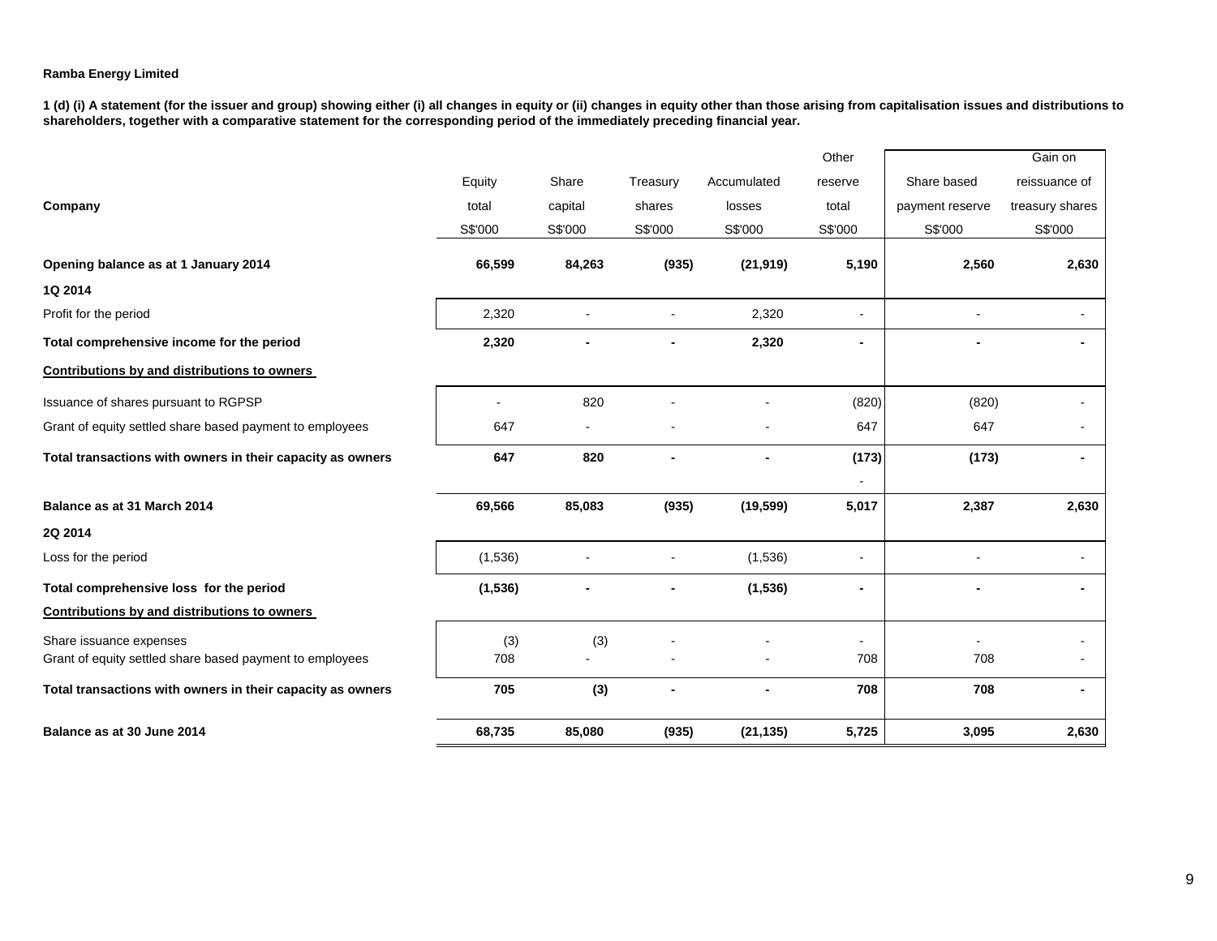**Ramba Energy Limited**

**1 (d) (i) A statement (for the issuer and group) showing either (i) all changes in equity or (ii) changes in equity other than those arising from capitalisation issues and distributions to shareholders, together with a comparative statement for the corresponding period of the immediately preceding financial year.**

| Company | Equity total | Share capital | Treasury shares | Accumulated losses | Other reserve total | Share based payment reserve | Gain on reissuance of treasury shares |
|---|---|---|---|---|---|---|---|
| | S$'000 | S$'000 | S$'000 | S$'000 | S$'000 | S$'000 | S$'000 |
| **Opening balance as at 1 January 2014** | **66,599** | **84,263** | **(935)** | **(21,919)** | **5,190** | **2,560** | **2,630** |
| **1Q 2014** | | | | | | | |
| Profit for the period | 2,320 | - | - | 2,320 | - | - | - |
| **Total comprehensive income for the period** | **2,320** | **-** | **-** | **2,320** | **-** | **-** | **-** |
| **Contributions by and distributions to owners** | | | | | | | |
| Issuance of shares pursuant to RGPSP | - | 820 | - | - | (820) | (820) | - |
| Grant of equity settled share based payment to employees | 647 | - | - | - | 647 | 647 | - |
| **Total transactions with owners in their capacity as owners** | **647** | **820** | **-** | **-** | **(173)** | **(173)** | **-** |
| | | | | | - | | |
| **Balance as at 31 March 2014** | **69,566** | **85,083** | **(935)** | **(19,599)** | **5,017** | **2,387** | **2,630** |
| **2Q 2014** | | | | | | | |
| Loss for the period | (1,536) | - | - | (1,536) | - | - | - |
| **Total comprehensive loss for the period** | **(1,536)** | **-** | **-** | **(1,536)** | **-** | **-** | **-** |
| **Contributions by and distributions to owners** | | | | | | | |
| Share issuance expenses | (3) | (3) | - | - | - | - | - |
| Grant of equity settled share based payment to employees | 708 | - | - | - | 708 | 708 | - |
| **Total transactions with owners in their capacity as owners** | **705** | **(3)** | **-** | **-** | **708** | **708** | **-** |
| **Balance as at 30 June 2014** | **68,735** | **85,080** | **(935)** | **(21,135)** | **5,725** | **3,095** | **2,630** |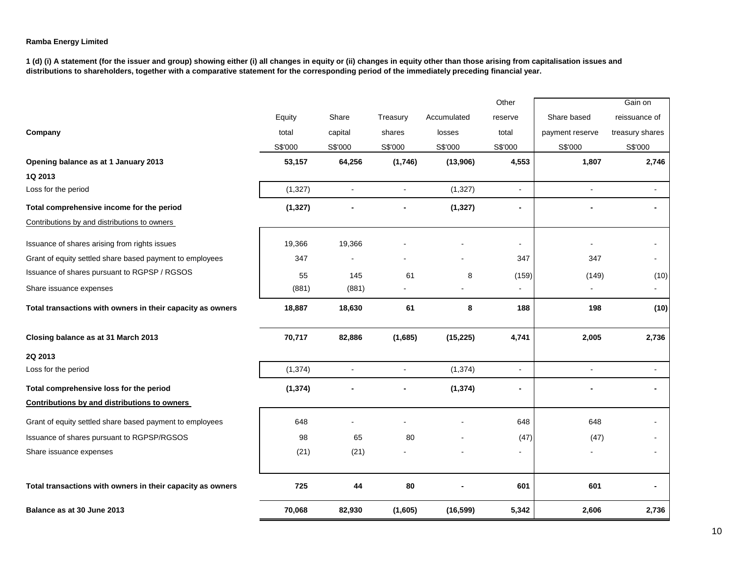**Ramba Energy Limited**

**1 (d) (i) A statement (for the issuer and group) showing either (i) all changes in equity or (ii) changes in equity other than those arising from capitalisation issues and distributions to shareholders, together with a comparative statement for the corresponding period of the immediately preceding financial year.**

| Company | Equity total S$'000 | Share capital S$'000 | Treasury shares S$'000 | Accumulated losses S$'000 | Other reserve total S$'000 | Share based payment reserve S$'000 | Gain on reissuance of treasury shares S$'000 |
|---|---|---|---|---|---|---|---|
| **Opening balance as at 1 January 2013** | **53,157** | **64,256** | **(1,746)** | **(13,906)** | **4,553** | **1,807** | **2,746** |
| **1Q 2013** | | | | | | | |
| Loss for the period | (1,327) | - | - | (1,327) | - | - | - |
| **Total comprehensive income for the period** | **(1,327)** | **-** | **-** | **(1,327)** | **-** | **-** | **-** |
| Contributions by and distributions to owners | | | | | | | |
| Issuance of shares arising from rights issues | 19,366 | 19,366 | - | - | - | - | - |
| Grant of equity settled share based payment to employees | 347 | - | - | - | 347 | 347 | - |
| Issuance of shares pursuant to RGPSP / RGSOS | 55 | 145 | 61 | 8 | (159) | (149) | (10) |
| Share issuance expenses | (881) | (881) | - | - | - | - | - |
| **Total transactions with owners in their capacity as owners** | **18,887** | **18,630** | **61** | **8** | **188** | **198** | **(10)** |
| **Closing balance as at 31 March 2013** | **70,717** | **82,886** | **(1,685)** | **(15,225)** | **4,741** | **2,005** | **2,736** |
| **2Q 2013** | | | | | | | |
| Loss for the period | (1,374) | - | - | (1,374) | - | - | - |
| **Total comprehensive loss for the period** | **(1,374)** | **-** | **-** | **(1,374)** | **-** | **-** | **-** |
| **Contributions by and distributions to owners** | | | | | | | |
| Grant of equity settled share based payment to employees | 648 | - | - | - | 648 | 648 | - |
| Issuance of shares pursuant to RGPSP/RGSOS | 98 | 65 | 80 | - | (47) | (47) | - |
| Share issuance expenses | (21) | (21) | - | - | - | - | - |
| **Total transactions with owners in their capacity as owners** | **725** | **44** | **80** | **-** | **601** | **601** | **-** |
| **Balance as at 30 June 2013** | **70,068** | **82,930** | **(1,605)** | **(16,599)** | **5,342** | **2,606** | **2,736** |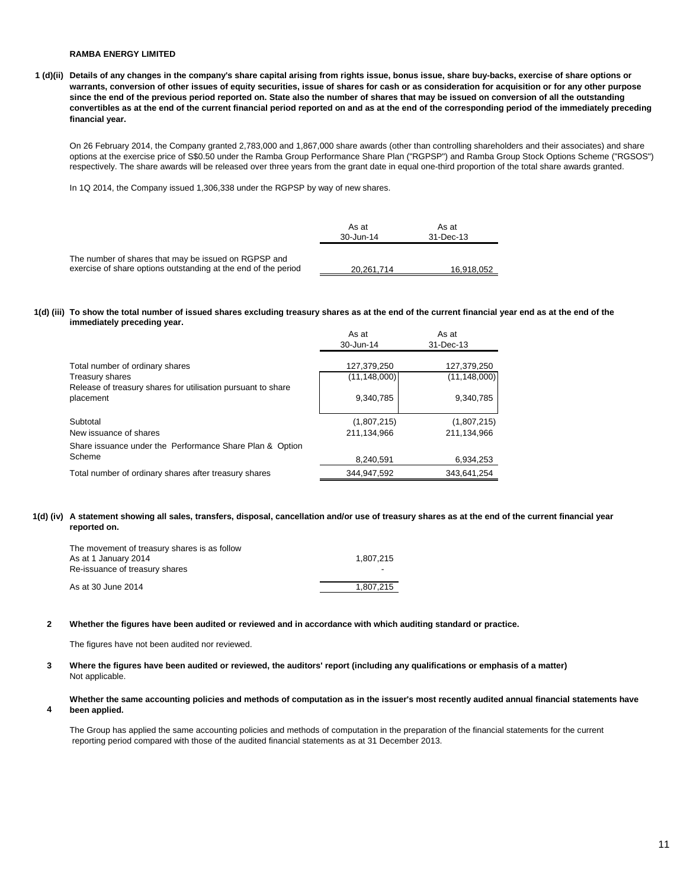**RAMBA ENERGY LIMITED**

**1 (d)(ii) Details of any changes in the company's share capital arising from rights issue, bonus issue, share buy-backs, exercise of share options or warrants, conversion of other issues of equity securities, issue of shares for cash or as consideration for acquisition or for any other purpose since the end of the previous period reported on. State also the number of shares that may be issued on conversion of all the outstanding convertibles as at the end of the current financial period reported on and as at the end of the corresponding period of the immediately preceding financial year.**

On 26 February 2014, the Company granted 2,783,000 and 1,867,000 share awards (other than controlling shareholders and their associates) and share options at the exercise price of S$0.50 under the Ramba Group Performance Share Plan ("RGPSP") and Ramba Group Stock Options Scheme ("RGSOS") respectively. The share awards will be released over three years from the grant date in equal one-third proportion of the total share awards granted.

In 1Q 2014, the Company issued 1,306,338 under the RGPSP by way of new shares.

| | As at 30-Jun-14 | As at 31-Dec-13 |
|---|---|---|
| The number of shares that may be issued on RGPSP and exercise of share options outstanding at the end of the period | 20,261,714 | 16,918,052 |

**1(d) (iii) To show the total number of issued shares excluding treasury shares as at the end of the current financial year end as at the end of the immediately preceding year.**

| | As at 30-Jun-14 | As at 31-Dec-13 |
|---|---|---|
| Total number of ordinary shares | 127,379,250 | 127,379,250 |
| Treasury shares | (11,148,000) | (11,148,000) |
| Release of treasury shares for utilisation pursuant to share placement | 9,340,785 | 9,340,785 |
| Subtotal | (1,807,215) | (1,807,215) |
| New issuance of shares | 211,134,966 | 211,134,966 |
| Share issuance under the Performance Share Plan & Option Scheme | 8,240,591 | 6,934,253 |
| Total number of ordinary shares after treasury shares | 344,947,592 | 343,641,254 |

**1(d) (iv) A statement showing all sales, transfers, disposal, cancellation and/or use of treasury shares as at the end of the current financial year reported on.**

| The movement of treasury shares is as follow | |
|---|---|
| As at 1 January 2014 | 1,807,215 |
| Re-issuance of treasury shares | - |
| As at 30 June 2014 | 1,807,215 |

**2 Whether the figures have been audited or reviewed and in accordance with which auditing standard or practice.**

The figures have not been audited nor reviewed.

**3 Where the figures have been audited or reviewed, the auditors' report (including any qualifications or emphasis of a matter)**
Not applicable.

**4 Whether the same accounting policies and methods of computation as in the issuer's most recently audited annual financial statements have been applied.**

The Group has applied the same accounting policies and methods of computation in the preparation of the financial statements for the current reporting period compared with those of the audited financial statements as at 31 December 2013.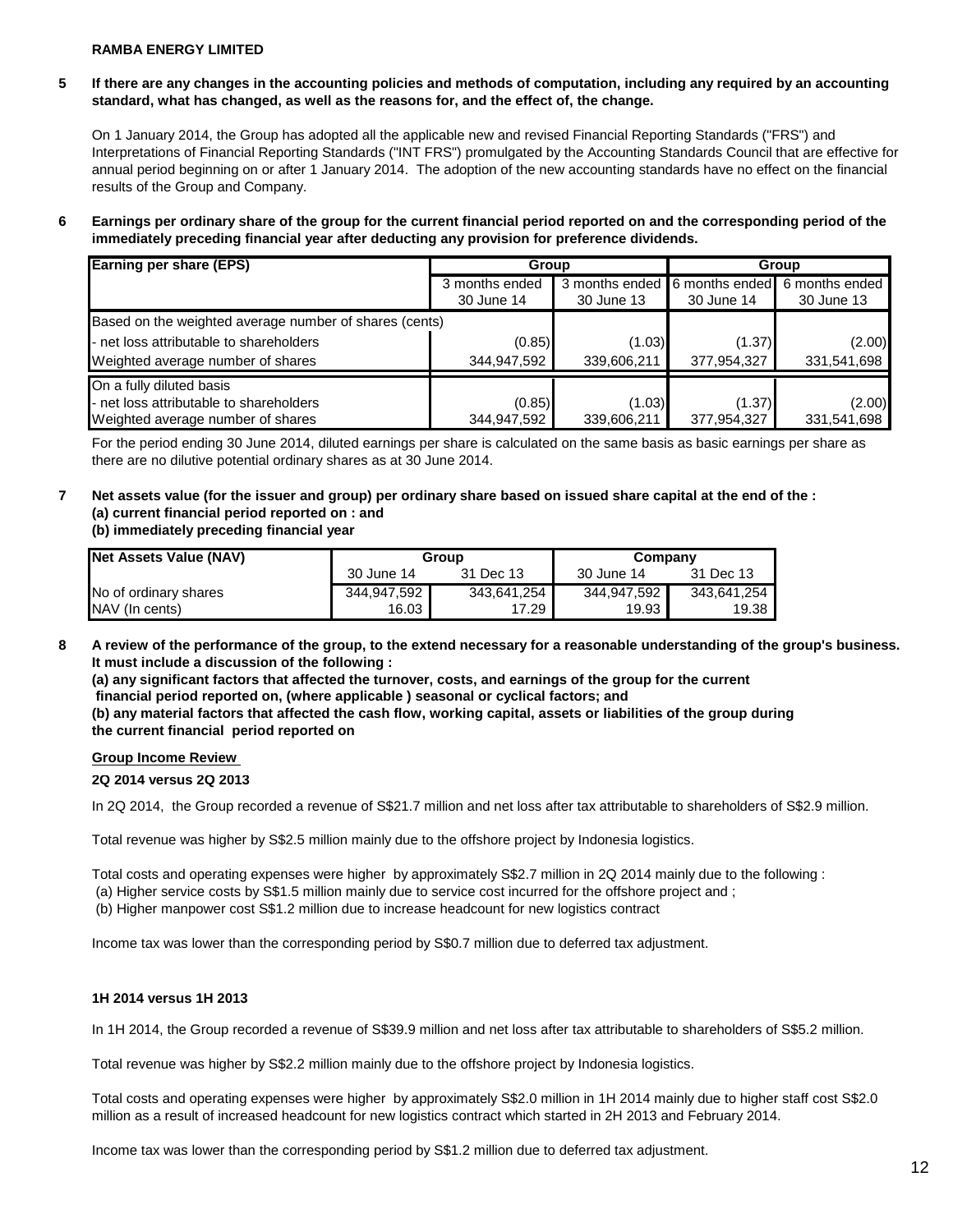**RAMBA ENERGY LIMITED**

**5 If there are any changes in the accounting policies and methods of computation, including any required by an accounting standard, what has changed, as well as the reasons for, and the effect of, the change.**

On 1 January 2014, the Group has adopted all the applicable new and revised Financial Reporting Standards ("FRS") and Interpretations of Financial Reporting Standards ("INT FRS") promulgated by the Accounting Standards Council that are effective for annual period beginning on or after 1 January 2014. The adoption of the new accounting standards have no effect on the financial results of the Group and Company.

**6 Earnings per ordinary share of the group for the current financial period reported on and the corresponding period of the immediately preceding financial year after deducting any provision for preference dividends.**

| Earning per share (EPS) | Group | | Group | |
|---|---|---|---|---|
| | 3 months ended 30 June 14 | 3 months ended 30 June 13 | 6 months ended 30 June 14 | 6 months ended 30 June 13 |
| Based on the weighted average number of shares (cents) | | | | |
| - net loss attributable to shareholders | (0.85) | (1.03) | (1.37) | (2.00) |
| Weighted average number of shares | 344,947,592 | 339,606,211 | 377,954,327 | 331,541,698 |
| On a fully diluted basis | | | | |
| - net loss attributable to shareholders | (0.85) | (1.03) | (1.37) | (2.00) |
| Weighted average number of shares | 344,947,592 | 339,606,211 | 377,954,327 | 331,541,698 |

For the period ending 30 June 2014, diluted earnings per share is calculated on the same basis as basic earnings per share as there are no dilutive potential ordinary shares as at 30 June 2014.

**7 Net assets value (for the issuer and group) per ordinary share based on issued share capital at the end of the :**
**(a) current financial period reported on : and**
**(b) immediately preceding financial year**

| Net Assets Value (NAV) | Group | | Company | |
|---|---|---|---|---|
| | 30 June 14 | 31 Dec 13 | 30 June 14 | 31 Dec 13 |
| No of ordinary shares | 344,947,592 | 343,641,254 | 344,947,592 | 343,641,254 |
| NAV (In cents) | 16.03 | 17.29 | 19.93 | 19.38 |

**8 A review of the performance of the group, to the extend necessary for a reasonable understanding of the group's business. It must include a discussion of the following :**
**(a) any significant factors that affected the turnover, costs, and earnings of the group for the current financial period reported on, (where applicable ) seasonal or cyclical factors; and**
**(b) any material factors that affected the cash flow, working capital, assets or liabilities of the group during the current financial period reported on**

**Group Income Review**

**2Q 2014 versus 2Q 2013**

In 2Q 2014, the Group recorded a revenue of S$21.7 million and net loss after tax attributable to shareholders of S$2.9 million.

Total revenue was higher by S$2.5 million mainly due to the offshore project by Indonesia logistics.

Total costs and operating expenses were higher by approximately S$2.7 million in 2Q 2014 mainly due to the following :
(a) Higher service costs by S$1.5 million mainly due to service cost incurred for the offshore project and ;
(b) Higher manpower cost S$1.2 million due to increase headcount for new logistics contract

Income tax was lower than the corresponding period by S$0.7 million due to deferred tax adjustment.

**1H 2014 versus 1H 2013**

In 1H 2014, the Group recorded a revenue of S$39.9 million and net loss after tax attributable to shareholders of S$5.2 million.

Total revenue was higher by S$2.2 million mainly due to the offshore project by Indonesia logistics.

Total costs and operating expenses were higher by approximately S$2.0 million in 1H 2014 mainly due to higher staff cost S$2.0 million as a result of increased headcount for new logistics contract which started in 2H 2013 and February 2014.

Income tax was lower than the corresponding period by S$1.2 million due to deferred tax adjustment.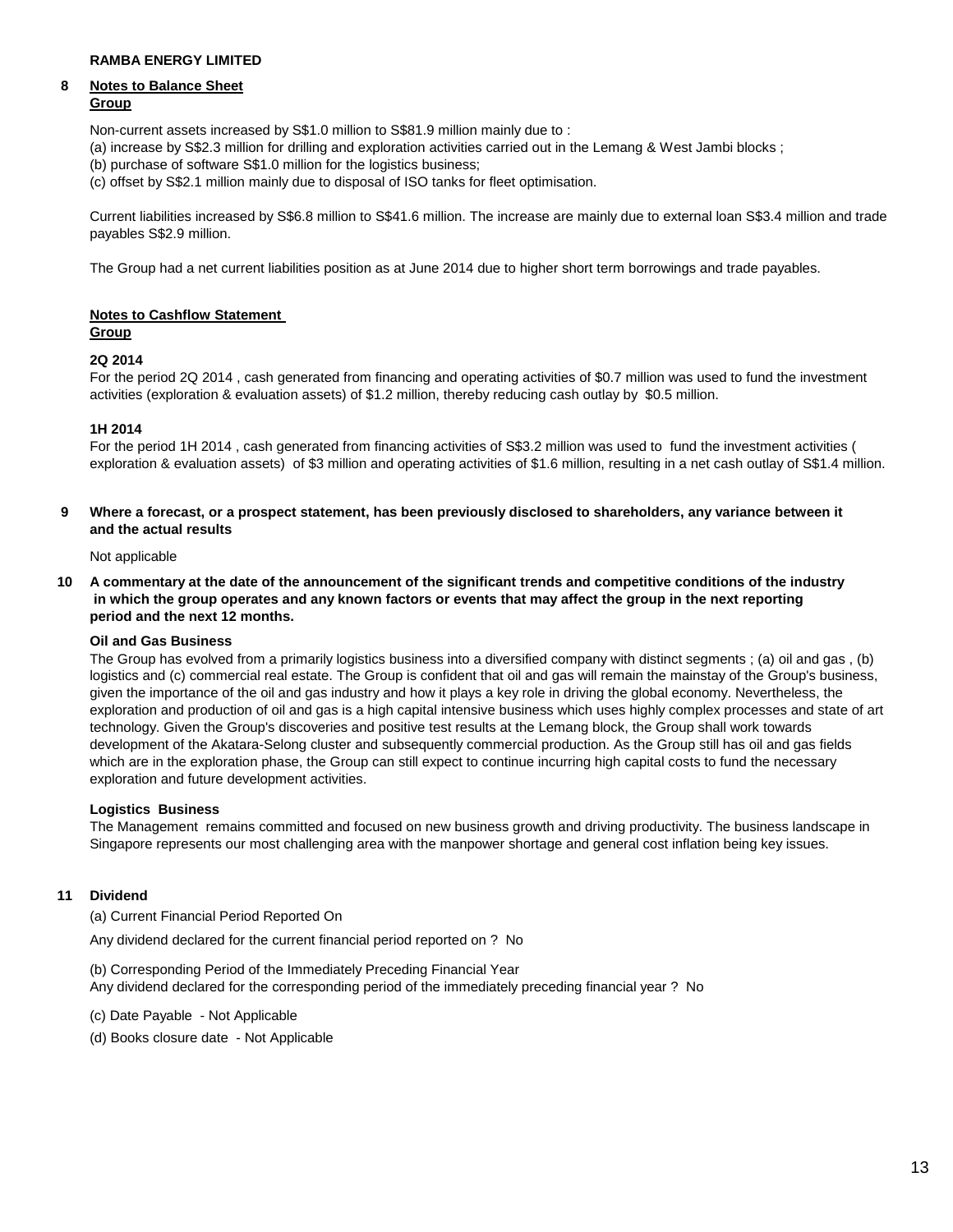**RAMBA ENERGY LIMITED**

**8 Notes to Balance Sheet**
**Group**

Non-current assets increased by S$1.0 million to S$81.9 million mainly due to :
(a) increase by S$2.3 million for drilling and exploration activities carried out in the Lemang & West Jambi blocks ;
(b) purchase of software S$1.0 million for the logistics business;
(c) offset by S$2.1 million mainly due to disposal of ISO tanks for fleet optimisation.

Current liabilities increased by S$6.8 million to S$41.6 million. The increase are mainly due to external loan S$3.4 million and trade payables S$2.9 million.

The Group had a net current liabilities position as at June 2014 due to higher short term borrowings and trade payables.

**Notes to Cashflow Statement**
**Group**

**2Q 2014**
For the period 2Q 2014 , cash generated from financing and operating activities of $0.7 million was used to fund the investment activities (exploration & evaluation assets) of $1.2 million, thereby reducing cash outlay by $0.5 million.

**1H 2014**
For the period 1H 2014 , cash generated from financing activities of S$3.2 million was used to fund the investment activities ( exploration & evaluation assets) of $3 million and operating activities of $1.6 million, resulting in a net cash outlay of S$1.4 million.

**9 Where a forecast, or a prospect statement, has been previously disclosed to shareholders, any variance between it and the actual results**

Not applicable

**10 A commentary at the date of the announcement of the significant trends and competitive conditions of the industry in which the group operates and any known factors or events that may affect the group in the next reporting period and the next 12 months.**

**Oil and Gas Business**
The Group has evolved from a primarily logistics business into a diversified company with distinct segments ; (a) oil and gas , (b) logistics and (c) commercial real estate. The Group is confident that oil and gas will remain the mainstay of the Group's business, given the importance of the oil and gas industry and how it plays a key role in driving the global economy. Nevertheless, the exploration and production of oil and gas is a high capital intensive business which uses highly complex processes and state of art technology. Given the Group's discoveries and positive test results at the Lemang block, the Group shall work towards development of the Akatara-Selong cluster and subsequently commercial production. As the Group still has oil and gas fields which are in the exploration phase, the Group can still expect to continue incurring high capital costs to fund the necessary exploration and future development activities.

**Logistics Business**
The Management remains committed and focused on new business growth and driving productivity. The business landscape in Singapore represents our most challenging area with the manpower shortage and general cost inflation being key issues.

**11 Dividend**

(a) Current Financial Period Reported On

Any dividend declared for the current financial period reported on ? No

(b) Corresponding Period of the Immediately Preceding Financial Year
Any dividend declared for the corresponding period of the immediately preceding financial year ? No

(c) Date Payable - Not Applicable

(d) Books closure date - Not Applicable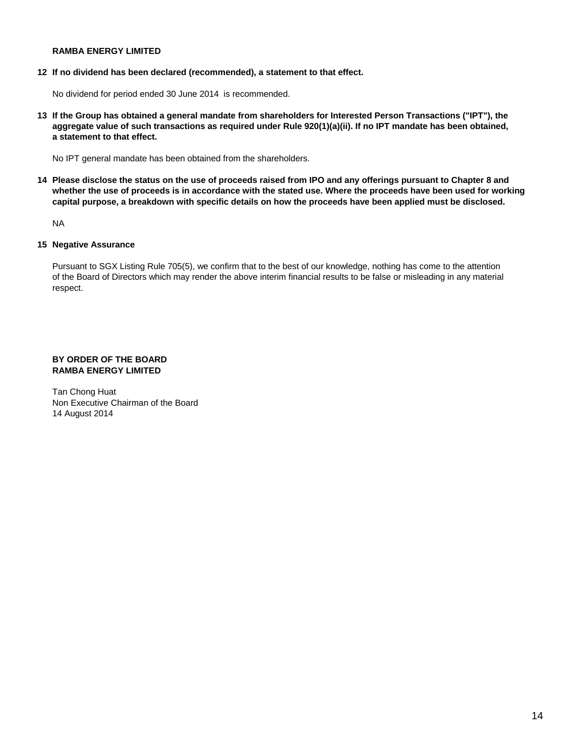**RAMBA ENERGY LIMITED**

**12 If no dividend has been declared (recommended), a statement to that effect.**

No dividend for period ended 30 June 2014 is recommended.

**13 If the Group has obtained a general mandate from shareholders for Interested Person Transactions ("IPT"), the aggregate value of such transactions as required under Rule 920(1)(a)(ii). If no IPT mandate has been obtained, a statement to that effect.**

No IPT general mandate has been obtained from the shareholders.

**14 Please disclose the status on the use of proceeds raised from IPO and any offerings pursuant to Chapter 8 and whether the use of proceeds is in accordance with the stated use. Where the proceeds have been used for working capital purpose, a breakdown with specific details on how the proceeds have been applied must be disclosed.**

NA

**15 Negative Assurance**

Pursuant to SGX Listing Rule 705(5), we confirm that to the best of our knowledge, nothing has come to the attention of the Board of Directors which may render the above interim financial results to be false or misleading in any material respect.

**BY ORDER OF THE BOARD**
**RAMBA ENERGY LIMITED**

Tan Chong Huat
Non Executive Chairman of the Board
14 August 2014